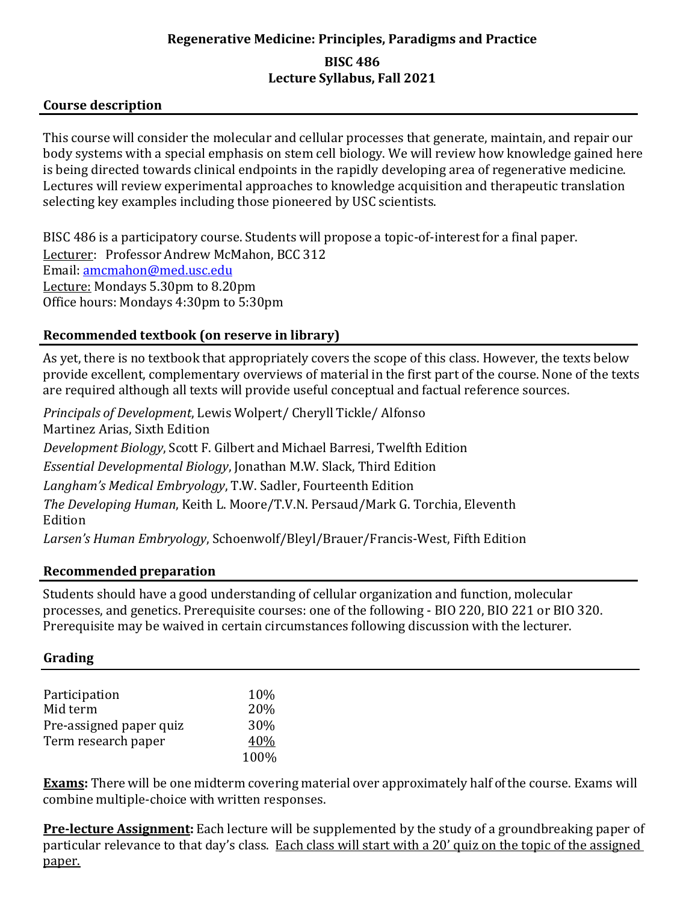# Regenerative Medicine: Principles, Paradigms and Practice

## BISC 486
## Lecture Syllabus, Fall 2021

### Course description

This course will consider the molecular and cellular processes that generate, maintain, and repair our body systems with a special emphasis on stem cell biology. We will review how knowledge gained here is being directed towards clinical endpoints in the rapidly developing area of regenerative medicine. Lectures will review experimental approaches to knowledge acquisition and therapeutic translation selecting key examples including those pioneered by USC scientists.

BISC 486 is a participatory course. Students will propose a topic-of-interest for a final paper.
Lecturer: Professor Andrew McMahon, BCC 312
Email: amcmahon@med.usc.edu
Lecture: Mondays 5.30pm to 8.20pm
Office hours: Mondays 4:30pm to 5:30pm

### Recommended textbook (on reserve in library)

As yet, there is no textbook that appropriately covers the scope of this class. However, the texts below provide excellent, complementary overviews of material in the first part of the course. None of the texts are required although all texts will provide useful conceptual and factual reference sources.

*Principals of Development*, Lewis Wolpert/ Cheryll Tickle/ Alfonso Martinez Arias, Sixth Edition
*Development Biology*, Scott F. Gilbert and Michael Barresi, Twelfth Edition
*Essential Developmental Biology*, Jonathan M.W. Slack, Third Edition
*Langham's Medical Embryology*, T.W. Sadler, Fourteenth Edition
*The Developing Human*, Keith L. Moore/T.V.N. Persaud/Mark G. Torchia, Eleventh Edition
*Larsen's Human Embryology*, Schoenwolf/Bleyl/Brauer/Francis-West, Fifth Edition

### Recommended preparation

Students should have a good understanding of cellular organization and function, molecular processes, and genetics. Prerequisite courses: one of the following - BIO 220, BIO 221 or BIO 320. Prerequisite may be waived in certain circumstances following discussion with the lecturer.

### Grading

| | |
|---|---|
| Participation | 10% |
| Mid term | 20% |
| Pre-assigned paper quiz | 30% |
| Term research paper | 40% |
| | 100% |

**Exams:** There will be one midterm covering material over approximately half of the course. Exams will combine multiple-choice with written responses.

**Pre-lecture Assignment:** Each lecture will be supplemented by the study of a groundbreaking paper of particular relevance to that day's class. Each class will start with a 20' quiz on the topic of the assigned paper.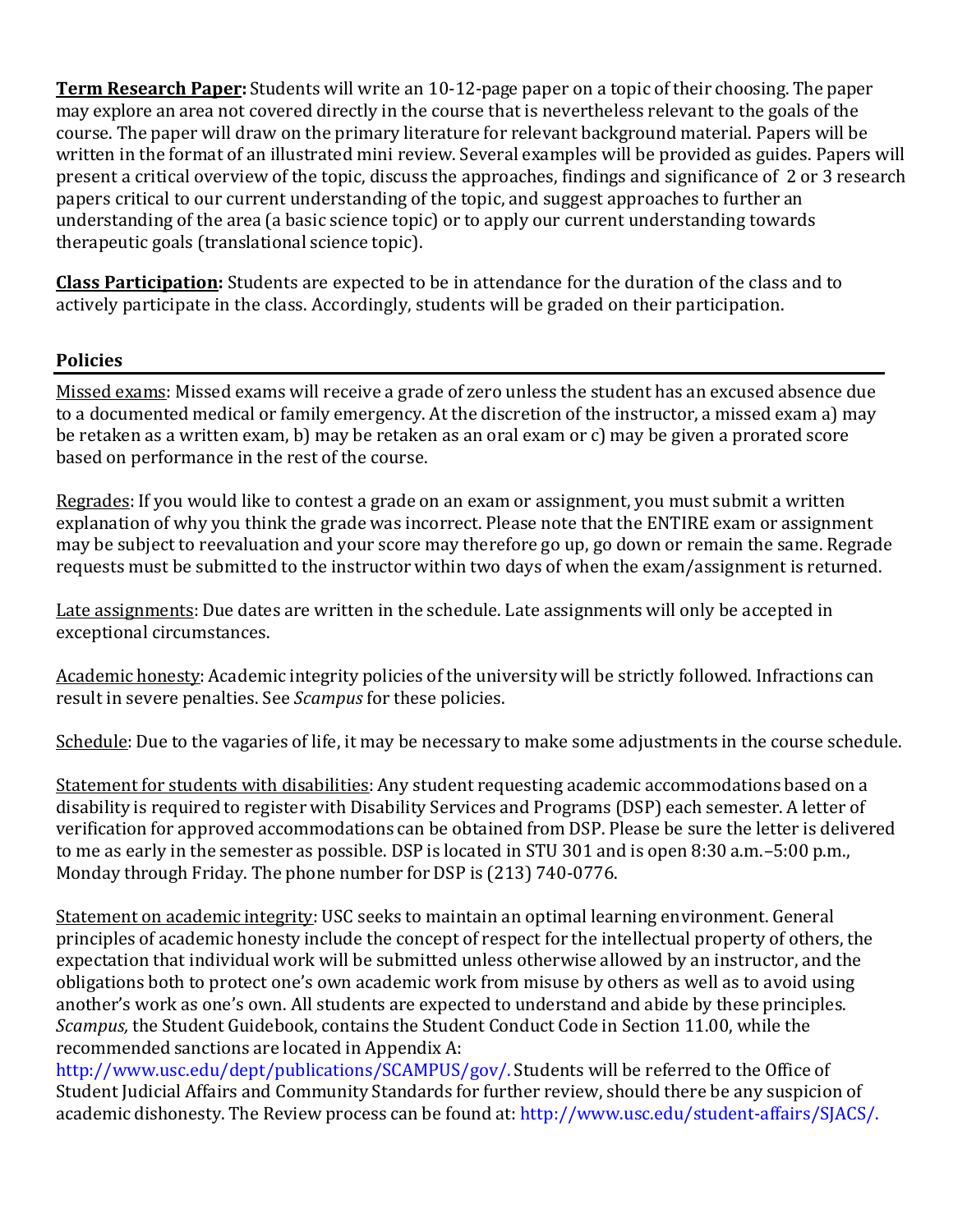**<u>Term Research Paper</u>:** Students will write an 10-12-page paper on a topic of their choosing. The paper may explore an area not covered directly in the course that is nevertheless relevant to the goals of the course. The paper will draw on the primary literature for relevant background material. Papers will be written in the format of an illustrated mini review. Several examples will be provided as guides. Papers will present a critical overview of the topic, discuss the approaches, findings and significance of 2 or 3 research papers critical to our current understanding of the topic, and suggest approaches to further an understanding of the area (a basic science topic) or to apply our current understanding towards therapeutic goals (translational science topic).

**<u>Class Participation</u>:** Students are expected to be in attendance for the duration of the class and to actively participate in the class. Accordingly, students will be graded on their participation.

## Policies

<u>Missed exams</u>: Missed exams will receive a grade of zero unless the student has an excused absence due to a documented medical or family emergency. At the discretion of the instructor, a missed exam a) may be retaken as a written exam, b) may be retaken as an oral exam or c) may be given a prorated score based on performance in the rest of the course.

<u>Regrades</u>: If you would like to contest a grade on an exam or assignment, you must submit a written explanation of why you think the grade was incorrect. Please note that the ENTIRE exam or assignment may be subject to reevaluation and your score may therefore go up, go down or remain the same. Regrade requests must be submitted to the instructor within two days of when the exam/assignment is returned.

<u>Late assignments</u>: Due dates are written in the schedule. Late assignments will only be accepted in exceptional circumstances.

<u>Academic honesty</u>: Academic integrity policies of the university will be strictly followed. Infractions can result in severe penalties. See *Scampus* for these policies.

<u>Schedule</u>: Due to the vagaries of life, it may be necessary to make some adjustments in the course schedule.

<u>Statement for students with disabilities</u>: Any student requesting academic accommodations based on a disability is required to register with Disability Services and Programs (DSP) each semester. A letter of verification for approved accommodations can be obtained from DSP. Please be sure the letter is delivered to me as early in the semester as possible. DSP is located in STU 301 and is open 8:30 a.m.–5:00 p.m., Monday through Friday. The phone number for DSP is (213) 740-0776.

<u>Statement on academic integrity</u>: USC seeks to maintain an optimal learning environment. General principles of academic honesty include the concept of respect for the intellectual property of others, the expectation that individual work will be submitted unless otherwise allowed by an instructor, and the obligations both to protect one's own academic work from misuse by others as well as to avoid using another's work as one's own. All students are expected to understand and abide by these principles. *Scampus,* the Student Guidebook, contains the Student Conduct Code in Section 11.00, while the recommended sanctions are located in Appendix A: http://www.usc.edu/dept/publications/SCAMPUS/gov/. Students will be referred to the Office of Student Judicial Affairs and Community Standards for further review, should there be any suspicion of academic dishonesty. The Review process can be found at: http://www.usc.edu/student-affairs/SJACS/.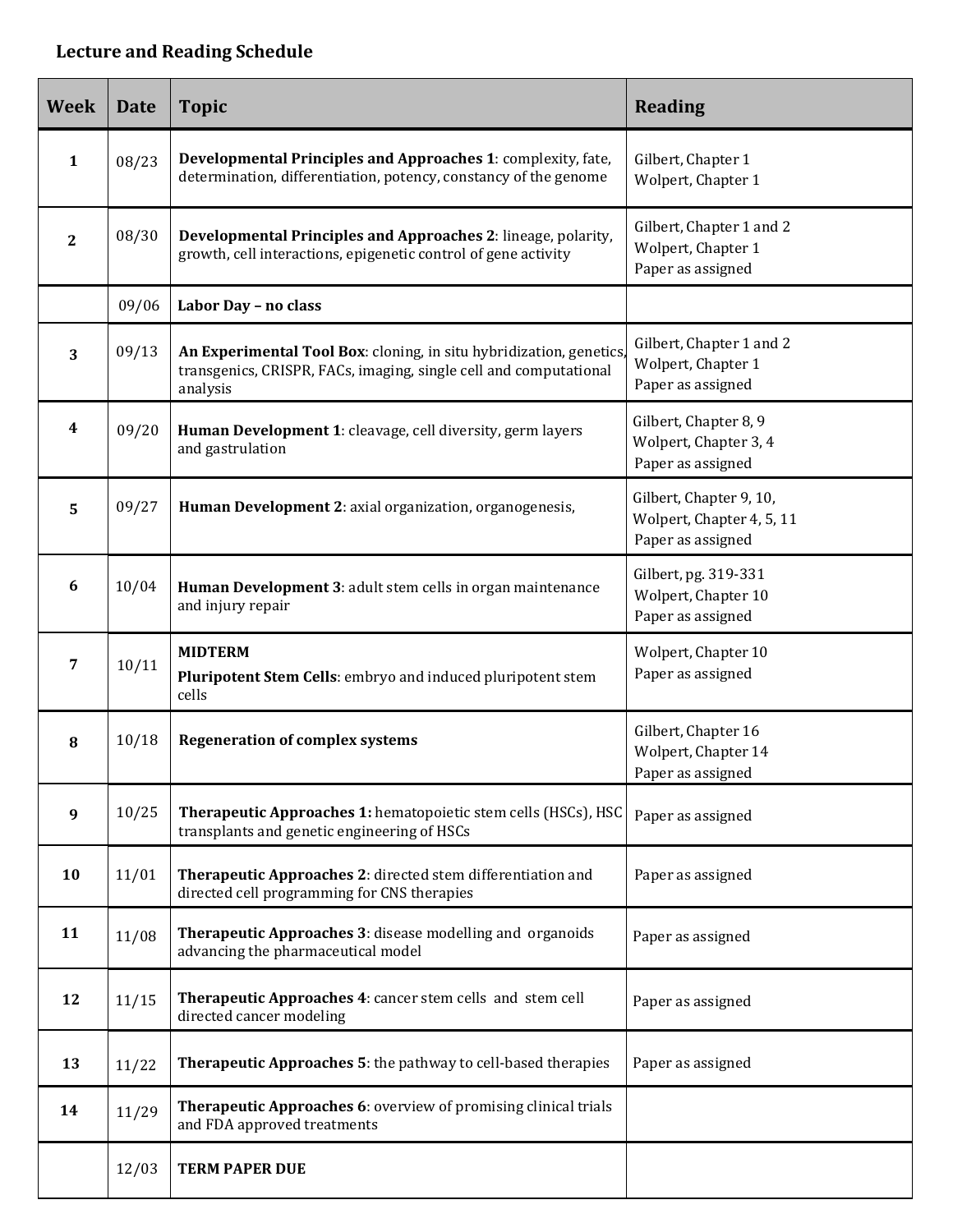## Lecture and Reading Schedule

| Week | Date | Topic | Reading |
|---|---|---|---|
| 1 | 08/23 | **Developmental Principles and Approaches 1**: complexity, fate, determination, differentiation, potency, constancy of the genome | Gilbert, Chapter 1<br>Wolpert, Chapter 1 |
| 2 | 08/30 | **Developmental Principles and Approaches 2**: lineage, polarity, growth, cell interactions, epigenetic control of gene activity | Gilbert, Chapter 1 and 2<br>Wolpert, Chapter 1<br>Paper as assigned |
| | 09/06 | **Labor Day – no class** | |
| 3 | 09/13 | **An Experimental Tool Box**: cloning, in situ hybridization, genetics, transgenics, CRISPR, FACs, imaging, single cell and computational analysis | Gilbert, Chapter 1 and 2<br>Wolpert, Chapter 1<br>Paper as assigned |
| 4 | 09/20 | **Human Development 1**: cleavage, cell diversity, germ layers and gastrulation | Gilbert, Chapter 8, 9<br>Wolpert, Chapter 3, 4<br>Paper as assigned |
| 5 | 09/27 | **Human Development 2**: axial organization, organogenesis, | Gilbert, Chapter 9, 10,<br>Wolpert, Chapter 4, 5, 11<br>Paper as assigned |
| 6 | 10/04 | **Human Development 3**: adult stem cells in organ maintenance and injury repair | Gilbert, pg. 319-331<br>Wolpert, Chapter 10<br>Paper as assigned |
| 7 | 10/11 | **MIDTERM**<br>**Pluripotent Stem Cells**: embryo and induced pluripotent stem cells | Wolpert, Chapter 10<br>Paper as assigned |
| 8 | 10/18 | **Regeneration of complex systems** | Gilbert, Chapter 16<br>Wolpert, Chapter 14<br>Paper as assigned |
| 9 | 10/25 | **Therapeutic Approaches 1:** hematopoietic stem cells (HSCs), HSC transplants and genetic engineering of HSCs | Paper as assigned |
| 10 | 11/01 | **Therapeutic Approaches 2**: directed stem differentiation and directed cell programming for CNS therapies | Paper as assigned |
| 11 | 11/08 | **Therapeutic Approaches 3**: disease modelling and organoids advancing the pharmaceutical model | Paper as assigned |
| 12 | 11/15 | **Therapeutic Approaches 4**: cancer stem cells and stem cell directed cancer modeling | Paper as assigned |
| 13 | 11/22 | **Therapeutic Approaches 5**: the pathway to cell-based therapies | Paper as assigned |
| 14 | 11/29 | **Therapeutic Approaches 6**: overview of promising clinical trials and FDA approved treatments | |
| | 12/03 | **TERM PAPER DUE** | |